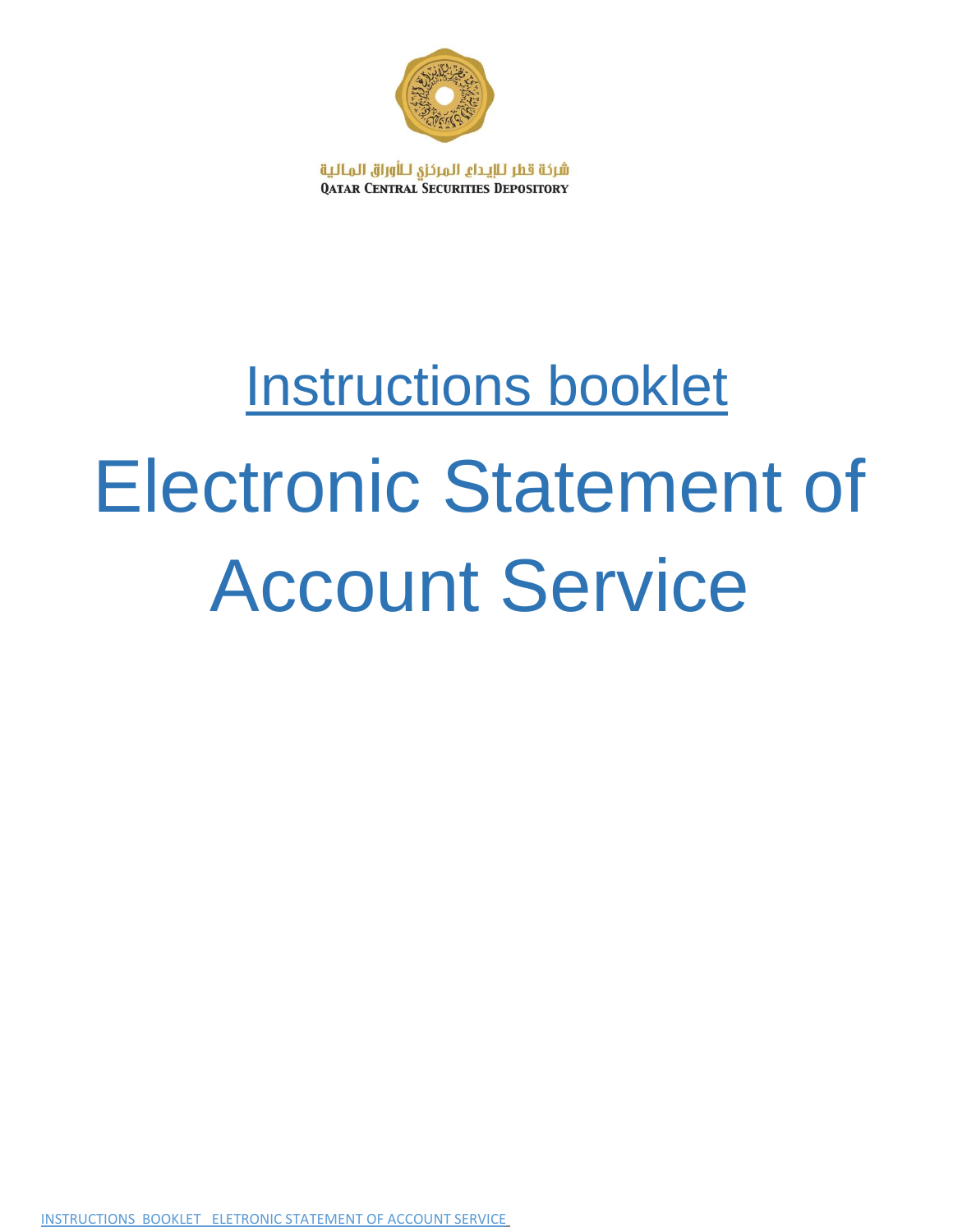شركة قطر للإيداع المركزي للأوراق المالية
QATAR CENTRAL SECURITIES DEPOSITORY

# Instructions booklet

# Electronic Statement of Account Service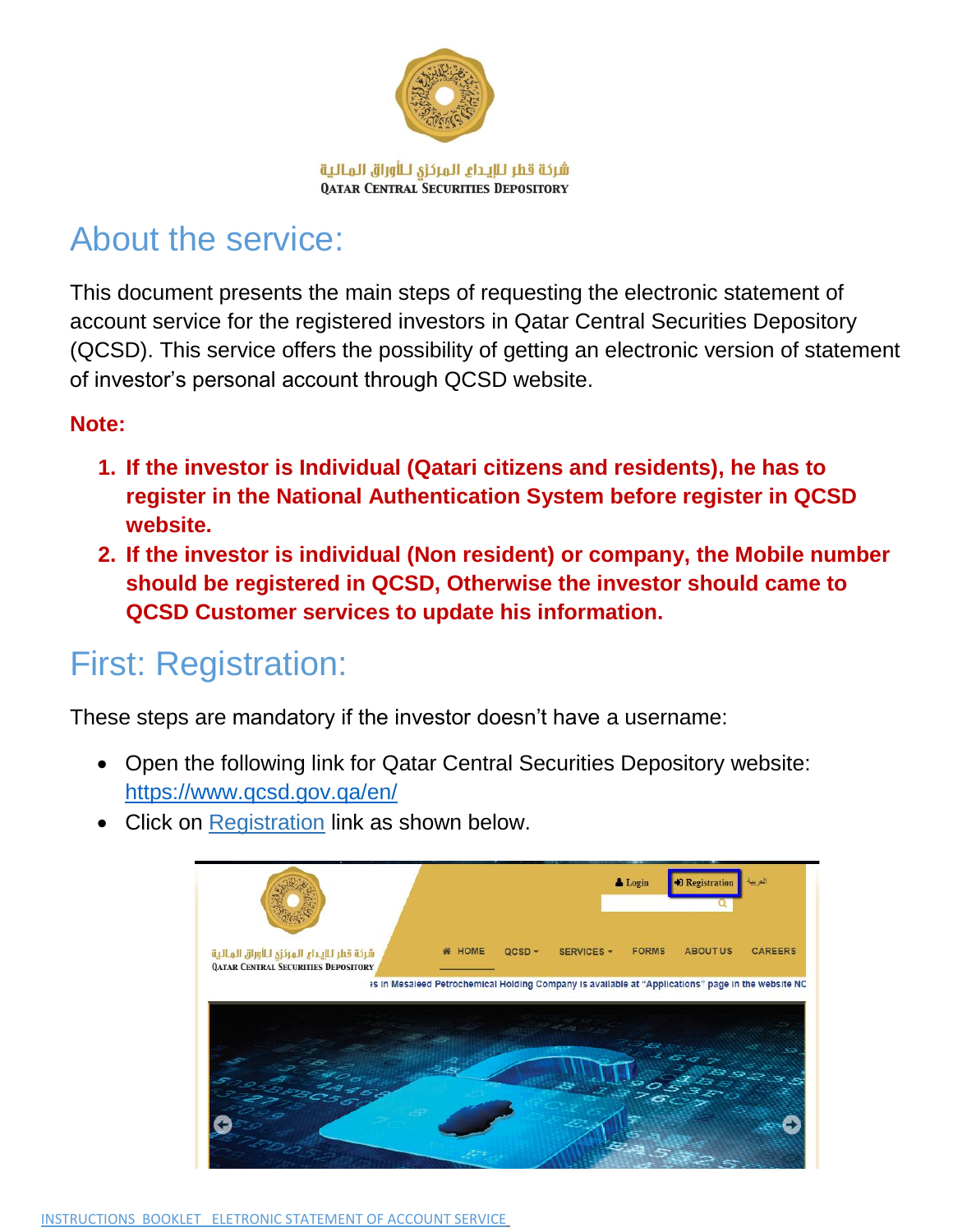شركة قطر للإيداع المركزي للأوراق المالية
QATAR CENTRAL SECURITIES DEPOSITORY

# About the service:

This document presents the main steps of requesting the electronic statement of account service for the registered investors in Qatar Central Securities Depository (QCSD). This service offers the possibility of getting an electronic version of statement of investor's personal account through QCSD website.

**Note:**

1. **If the investor is Individual (Qatari citizens and residents), he has to register in the National Authentication System before register in QCSD website.**
2. **If the investor is individual (Non resident) or company, the Mobile number should be registered in QCSD, Otherwise the investor should came to QCSD Customer services to update his information.**

# First: Registration:

These steps are mandatory if the investor doesn't have a username:

- Open the following link for Qatar Central Securities Depository website: [https://www.qcsd.gov.qa/en/](https://www.qcsd.gov.qa/en/)
- Click on Registration link as shown below.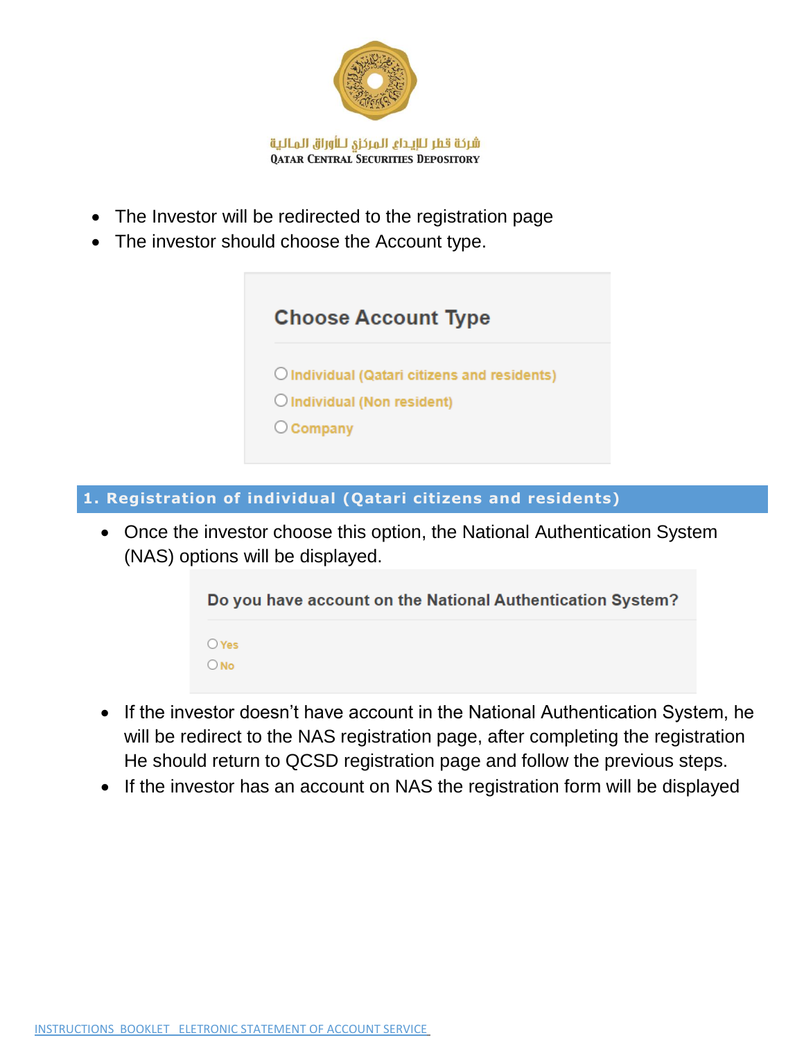- The Investor will be redirected to the registration page
- The investor should choose the Account type.

**Choose Account Type**

- Individual (Qatari citizens and residents)
- Individual (Non resident)
- Company

## 1. Registration of individual (Qatari citizens and residents)

- Once the investor choose this option, the National Authentication System (NAS) options will be displayed.

**Do you have account on the National Authentication System?**

- Yes
- No

- If the investor doesn't have account in the National Authentication System, he will be redirect to the NAS registration page, after completing the registration He should return to QCSD registration page and follow the previous steps.
- If the investor has an account on NAS the registration form will be displayed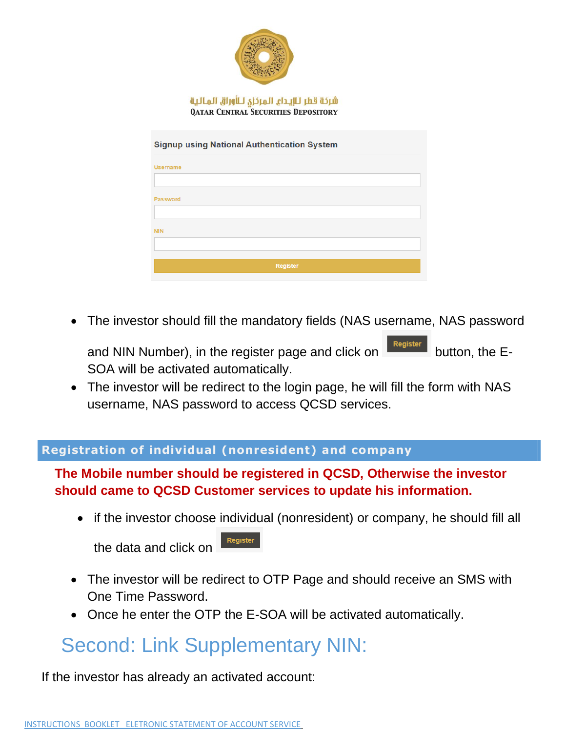شركة قطر للإيداع المركزي للأوراق المالية
QATAR CENTRAL SECURITIES DEPOSITORY

Signup using National Authentication System

Username

Password

NIN

Register

- The investor should fill the mandatory fields (NAS username, NAS password and NIN Number), in the register page and click on Register button, the E-SOA will be activated automatically.
- The investor will be redirect to the login page, he will fill the form with NAS username, NAS password to access QCSD services.

## Registration of individual (nonresident) and company

**The Mobile number should be registered in QCSD, Otherwise the investor should came to QCSD Customer services to update his information.**

- if the investor choose individual (nonresident) or company, he should fill all the data and click on Register
- The investor will be redirect to OTP Page and should receive an SMS with One Time Password.
- Once he enter the OTP the E-SOA will be activated automatically.

# Second: Link Supplementary NIN:

If the investor has already an activated account: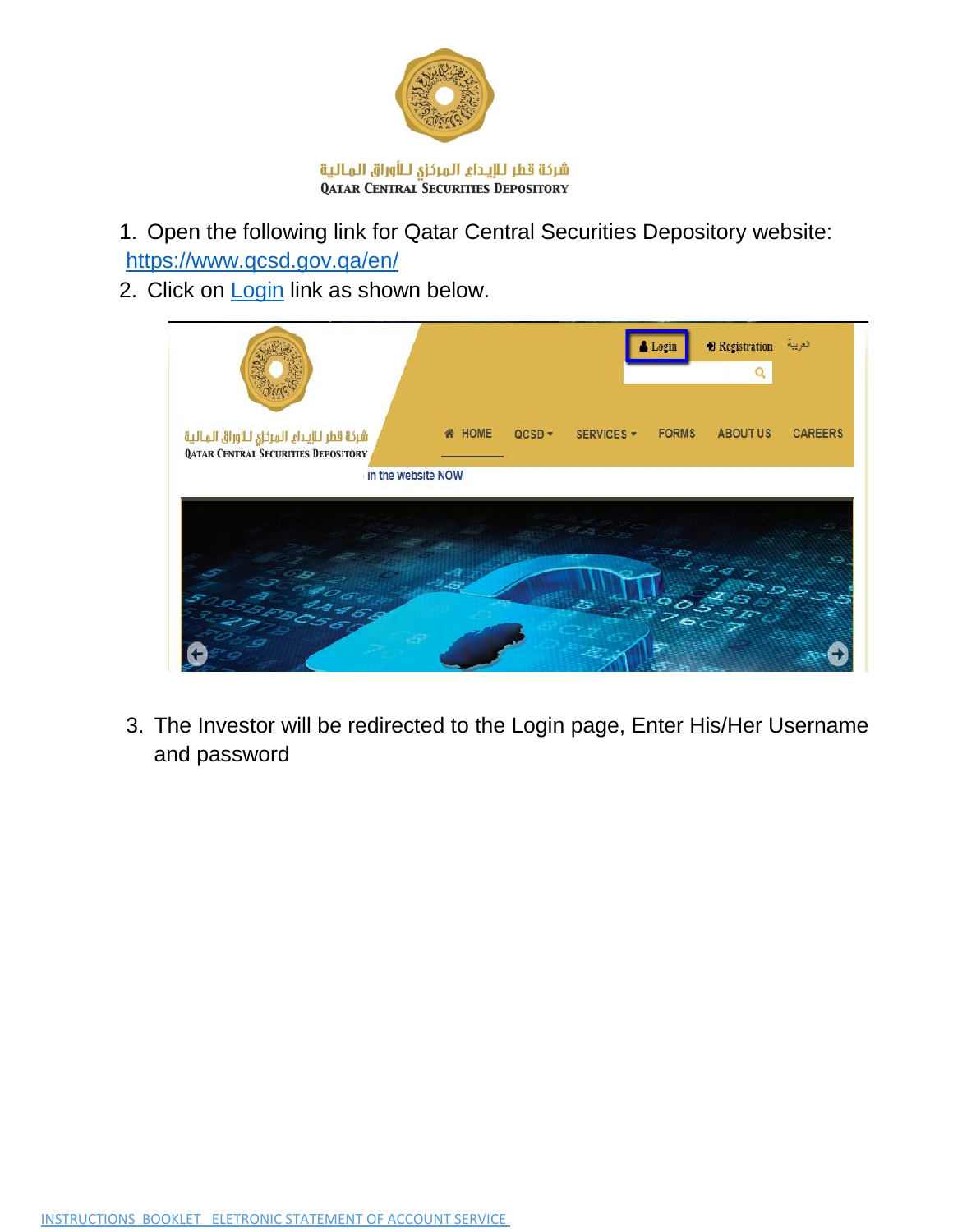شركة قطر للإيداع المركزي للأوراق المالية
QATAR CENTRAL SECURITIES DEPOSITORY

1. Open the following link for Qatar Central Securities Depository website: https://www.qcsd.gov.qa/en/
2. Click on Login link as shown below.

3. The Investor will be redirected to the Login page, Enter His/Her Username and password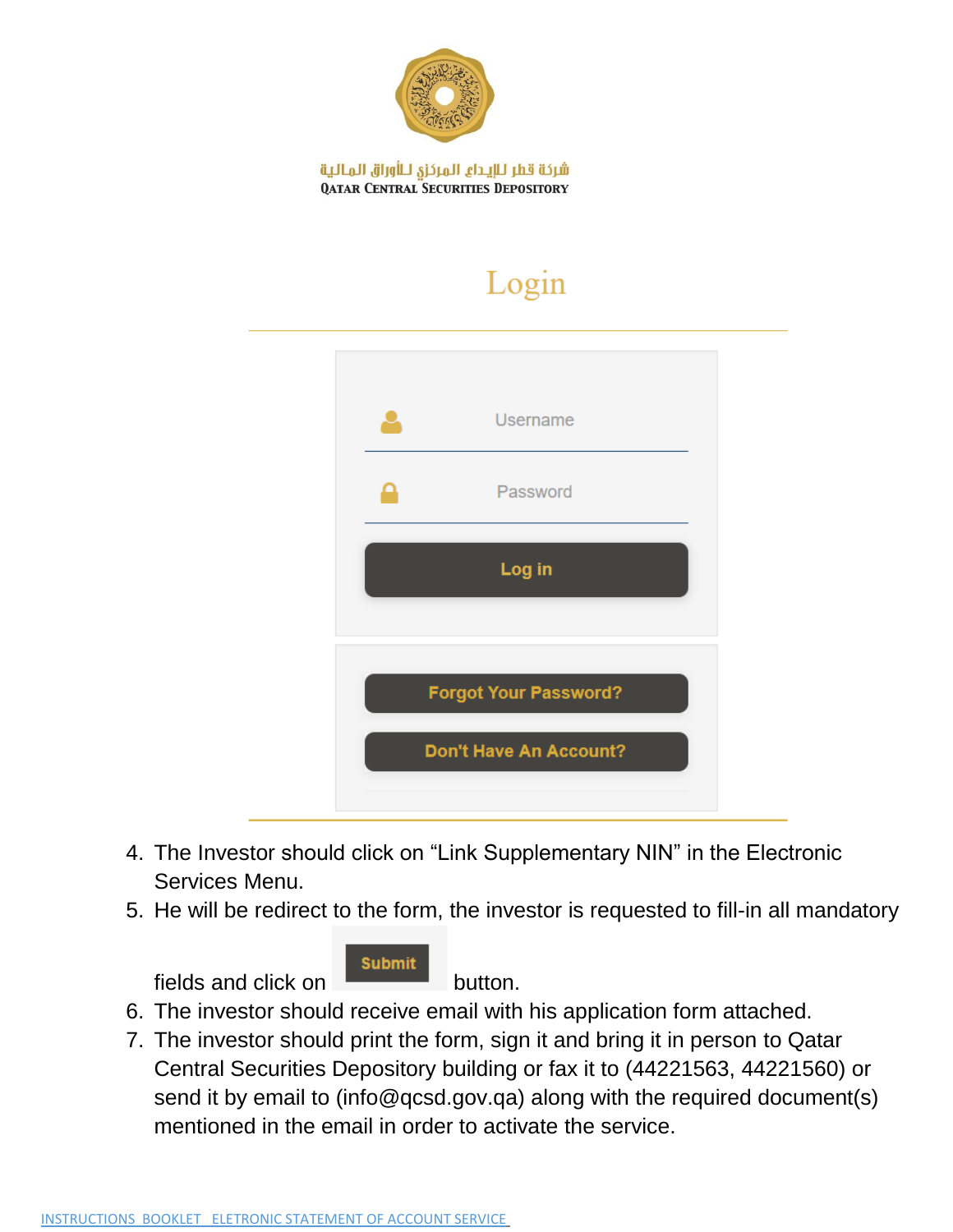شركة قطر للإيداع المركزي للأوراق المالية
QATAR CENTRAL SECURITIES DEPOSITORY

# Login

Username

Password

Log in

Forgot Your Password?

Don't Have An Account?

4. The Investor should click on "Link Supplementary NIN" in the Electronic Services Menu.
5. He will be redirect to the form, the investor is requested to fill-in all mandatory fields and click on Submit button.
6. The investor should receive email with his application form attached.
7. The investor should print the form, sign it and bring it in person to Qatar Central Securities Depository building or fax it to (44221563, 44221560) or send it by email to (info@qcsd.gov.qa) along with the required document(s) mentioned in the email in order to activate the service.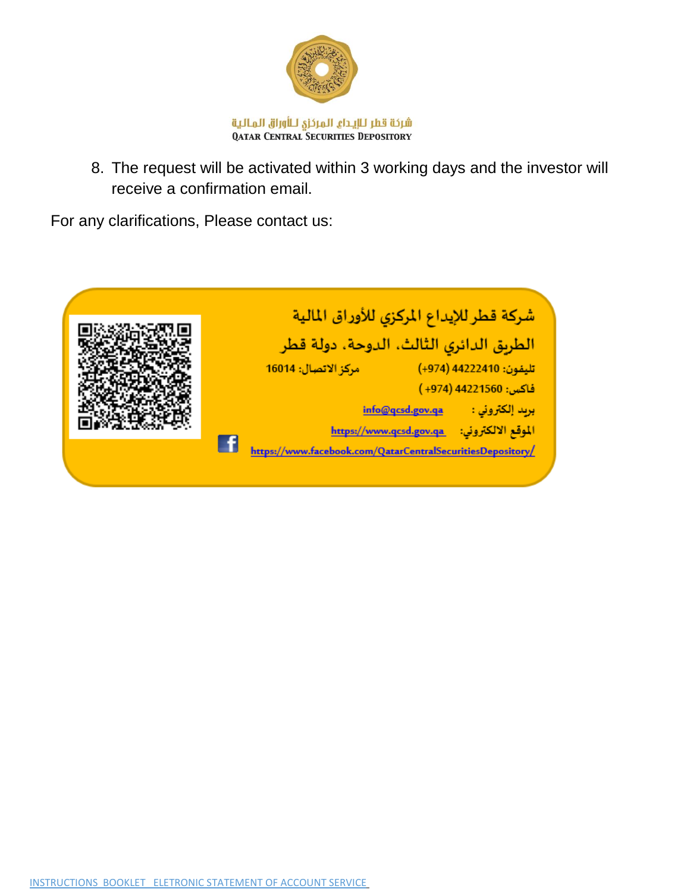8. The request will be activated within 3 working days and the investor will receive a confirmation email.

For any clarifications, Please contact us:

شركة قطر للإيداع المركزي للأوراق المالية

الطريق الدائري الثالث، الدوحة، دولة قطر

تليفون: 44222410 (974+)　　　　مركز الاتصال: 16014

فاكس: 44221560 (974+)

بريد إلكتروني : info@qcsd.gov.qa

الموقع الالكتروني: https://www.qcsd.gov.qa

https://www.facebook.com/QatarCentralSecuritiesDepository/